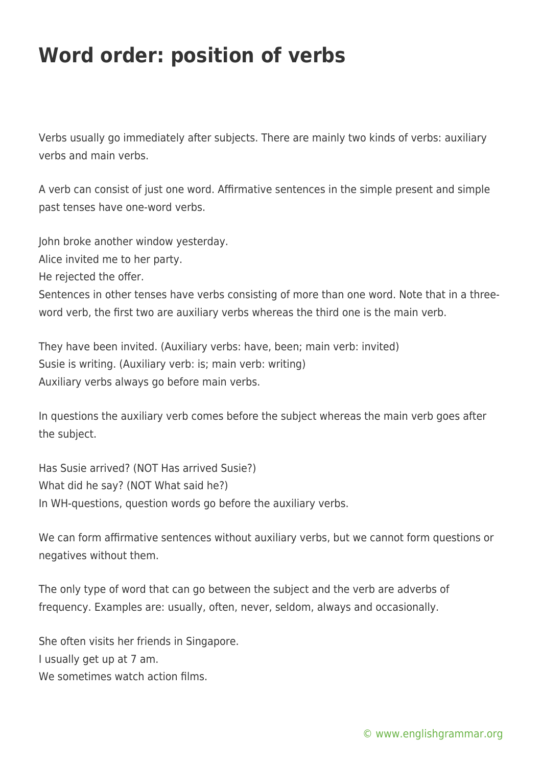# Word order: position of verbs

Verbs usually go immediately after subjects. There are mainly two kinds of verbs: auxiliary verbs and main verbs.

A verb can consist of just one word. Affirmative sentences in the simple present and simple past tenses have one-word verbs.

John broke another window yesterday.
Alice invited me to her party.
He rejected the offer.
Sentences in other tenses have verbs consisting of more than one word. Note that in a three-word verb, the first two are auxiliary verbs whereas the third one is the main verb.

They have been invited. (Auxiliary verbs: have, been; main verb: invited)
Susie is writing. (Auxiliary verb: is; main verb: writing)
Auxiliary verbs always go before main verbs.

In questions the auxiliary verb comes before the subject whereas the main verb goes after the subject.

Has Susie arrived? (NOT Has arrived Susie?)
What did he say? (NOT What said he?)
In WH-questions, question words go before the auxiliary verbs.

We can form affirmative sentences without auxiliary verbs, but we cannot form questions or negatives without them.

The only type of word that can go between the subject and the verb are adverbs of frequency. Examples are: usually, often, never, seldom, always and occasionally.

She often visits her friends in Singapore.
I usually get up at 7 am.
We sometimes watch action films.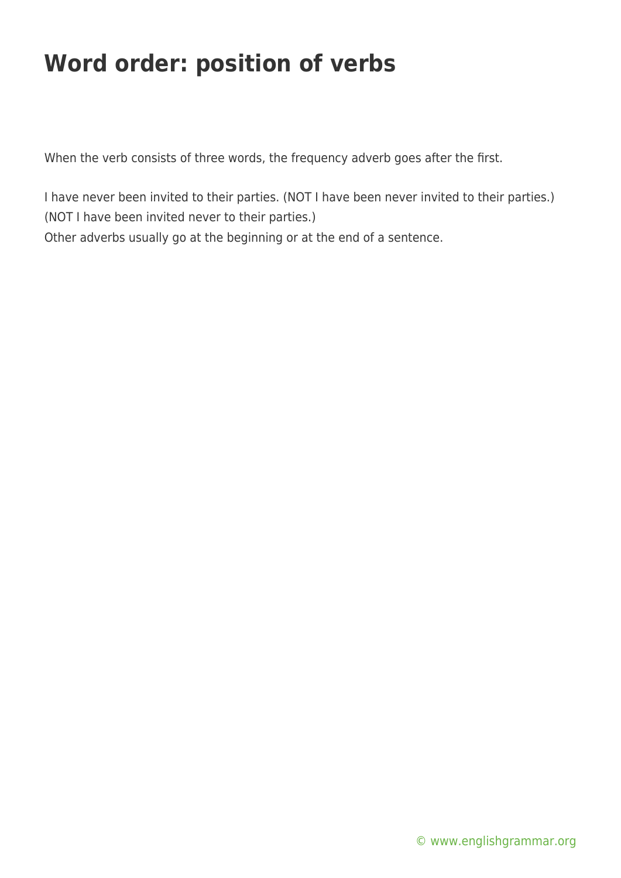# Word order: position of verbs

When the verb consists of three words, the frequency adverb goes after the first.

I have never been invited to their parties. (NOT I have been never invited to their parties.)
(NOT I have been invited never to their parties.)
Other adverbs usually go at the beginning or at the end of a sentence.